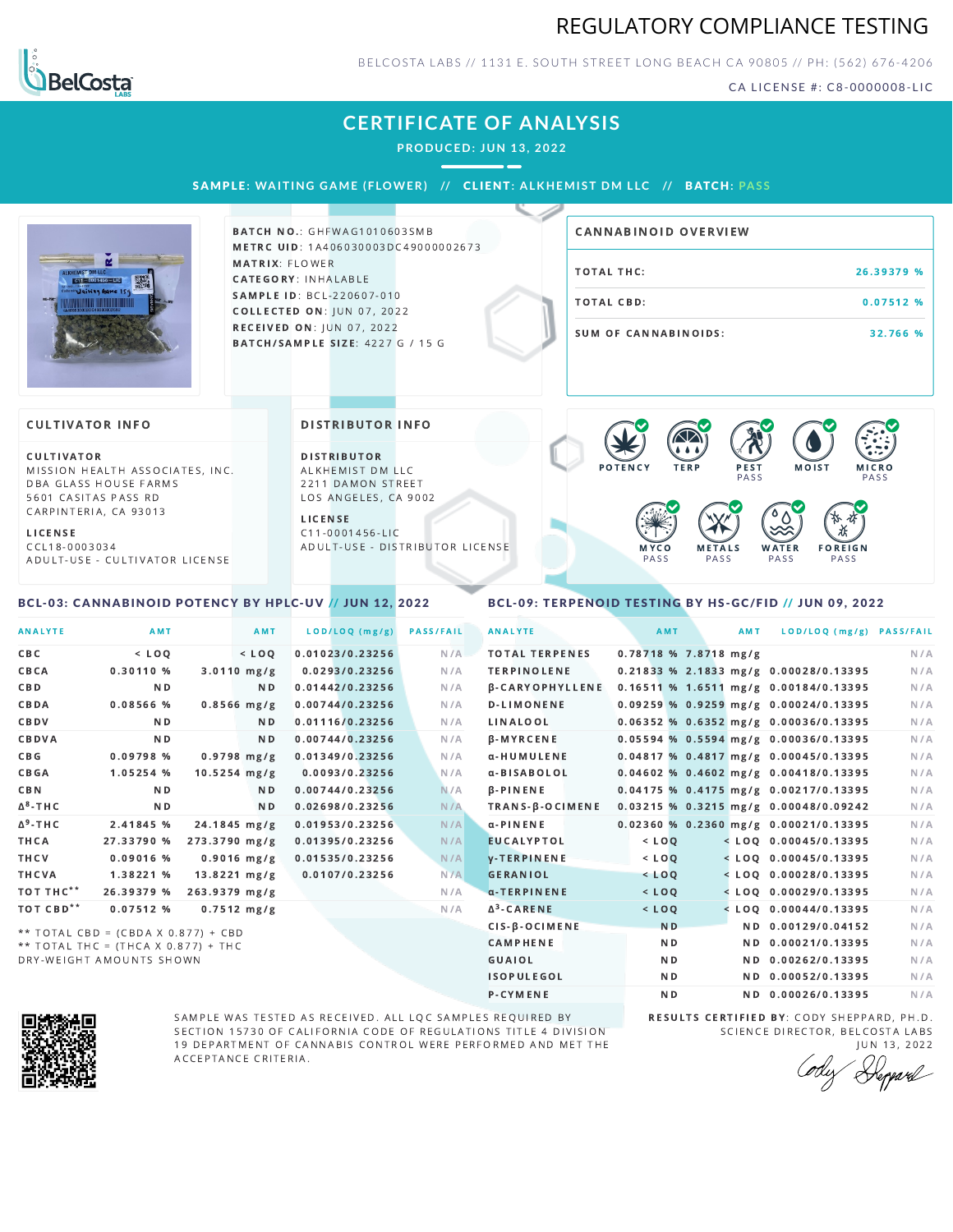# REGULATORY COMPLIANCE TESTING

BELCOSTA LABS // 1131 E. SOUTH STREET LONG BEACH CA 90805 // PH: (562) 676-4206

CA LICENSE #: C8-0000008-LIC

## CERTIFICATE OF ANALYSIS

PRODUCED: JUN 13, 2022

**SAMPLE:** WAITING GAME (FLOWER) // **CLIENT:** ALKHEMIST DM LLC // **BATCH:** PASS

**BATCH NO.:** GHFWAG1010603SMB
**METRC UID:** 1A406030003DC49000002673
**MATRIX:** FLOWER
**CATEGORY:** INHALABLE
**SAMPLE ID:** BCL-220607-010
**COLLECTED ON:** JUN 07, 2022
**RECEIVED ON:** JUN 07, 2022
**BATCH/SAMPLE SIZE:** 4227 G / 15 G

### CANNABINOID OVERVIEW

| | |
|---|---|
| TOTAL THC: | 26.39379 % |
| TOTAL CBD: | 0.07512 % |
| SUM OF CANNABINOIDS: | 32.766 % |

### CULTIVATOR INFO

**CULTIVATOR**
MISSION HEALTH ASSOCIATES, INC.
DBA GLASS HOUSE FARMS
5601 CASITAS PASS RD
CARPINTERIA, CA 93013

**LICENSE**
CCL18-0003034
ADULT-USE - CULTIVATOR LICENSE

### DISTRIBUTOR INFO

**DISTRIBUTOR**
ALKHEMIST DM LLC
2211 DAMON STREET
LOS ANGELES, CA 9002

**LICENSE**
C11-0001456-LIC
ADULT-USE - DISTRIBUTOR LICENSE

POTENCY | TERP | PEST PASS | MOIST | MICRO PASS | MYCO PASS | METALS PASS | WATER PASS | FOREIGN PASS

### BCL-03: CANNABINOID POTENCY BY HPLC-UV // JUN 12, 2022

| ANALYTE | AMT | AMT | LOD/LOQ (mg/g) | PASS/FAIL |
|---|---|---|---|---|
| CBC | < LOQ | < LOQ | 0.01023/0.23256 | N/A |
| CBCA | 0.30110 % | 3.0110 mg/g | 0.0293/0.23256 | N/A |
| CBD | ND | ND | 0.01442/0.23256 | N/A |
| CBDA | 0.08566 % | 0.8566 mg/g | 0.00744/0.23256 | N/A |
| CBDV | ND | ND | 0.01116/0.23256 | N/A |
| CBDVA | ND | ND | 0.00744/0.23256 | N/A |
| CBG | 0.09798 % | 0.9798 mg/g | 0.01349/0.23256 | N/A |
| CBGA | 1.05254 % | 10.5254 mg/g | 0.0093/0.23256 | N/A |
| CBN | ND | ND | 0.00744/0.23256 | N/A |
| Δ8-THC | ND | ND | 0.02698/0.23256 | N/A |
| Δ9-THC | 2.41845 % | 24.1845 mg/g | 0.01953/0.23256 | N/A |
| THCA | 27.33790 % | 273.3790 mg/g | 0.01395/0.23256 | N/A |
| THCV | 0.09016 % | 0.9016 mg/g | 0.01535/0.23256 | N/A |
| THCVA | 1.38221 % | 13.8221 mg/g | 0.0107/0.23256 | N/A |
| TOT THC** | 26.39379 % | 263.9379 mg/g | | N/A |
| TOT CBD** | 0.07512 % | 0.7512 mg/g | | N/A |

** TOTAL CBD = (CBDA X 0.877) + CBD
** TOTAL THC = (THCA X 0.877) + THC
DRY-WEIGHT AMOUNTS SHOWN

### BCL-09: TERPENOID TESTING BY HS-GC/FID // JUN 09, 2022

| ANALYTE | AMT | AMT | LOD/LOQ (mg/g) | PASS/FAIL |
|---|---|---|---|---|
| TOTAL TERPENES | 0.78718 % | 7.8718 mg/g | | N/A |
| TERPINOLENE | 0.21833 % | 2.1833 mg/g | 0.00028/0.13395 | N/A |
| β-CARYOPHYLLENE | 0.16511 % | 1.6511 mg/g | 0.00184/0.13395 | N/A |
| D-LIMONENE | 0.09259 % | 0.9259 mg/g | 0.00024/0.13395 | N/A |
| LINALOOL | 0.06352 % | 0.6352 mg/g | 0.00036/0.13395 | N/A |
| β-MYRCENE | 0.05594 % | 0.5594 mg/g | 0.00036/0.13395 | N/A |
| α-HUMULENE | 0.04817 % | 0.4817 mg/g | 0.00045/0.13395 | N/A |
| α-BISABOLOL | 0.04602 % | 0.4602 mg/g | 0.00418/0.13395 | N/A |
| β-PINENE | 0.04175 % | 0.4175 mg/g | 0.00217/0.13395 | N/A |
| TRANS-β-OCIMENE | 0.03215 % | 0.3215 mg/g | 0.00048/0.09242 | N/A |
| α-PINENE | 0.02360 % | 0.2360 mg/g | 0.00021/0.13395 | N/A |
| EUCALYPTOL | < LOQ | < LOQ | 0.00045/0.13395 | N/A |
| γ-TERPINENE | < LOQ | < LOQ | 0.00045/0.13395 | N/A |
| GERANIOL | < LOQ | < LOQ | 0.00028/0.13395 | N/A |
| α-TERPINENE | < LOQ | < LOQ | 0.00029/0.13395 | N/A |
| Δ3-CARENE | < LOQ | < LOQ | 0.00044/0.13395 | N/A |
| CIS-β-OCIMENE | ND | ND | 0.00129/0.04152 | N/A |
| CAMPHENE | ND | ND | 0.00021/0.13395 | N/A |
| GUAIOL | ND | ND | 0.00262/0.13395 | N/A |
| ISOPULEGOL | ND | ND | 0.00052/0.13395 | N/A |
| P-CYMENE | ND | ND | 0.00026/0.13395 | N/A |

SAMPLE WAS TESTED AS RECEIVED. ALL LQC SAMPLES REQUIRED BY SECTION 15730 OF CALIFORNIA CODE OF REGULATIONS TITLE 4 DIVISION 19 DEPARTMENT OF CANNABIS CONTROL WERE PERFORMED AND MET THE ACCEPTANCE CRITERIA.

**RESULTS CERTIFIED BY:** CODY SHEPPARD, PH.D.
SCIENCE DIRECTOR, BELCOSTA LABS
JUN 13, 2022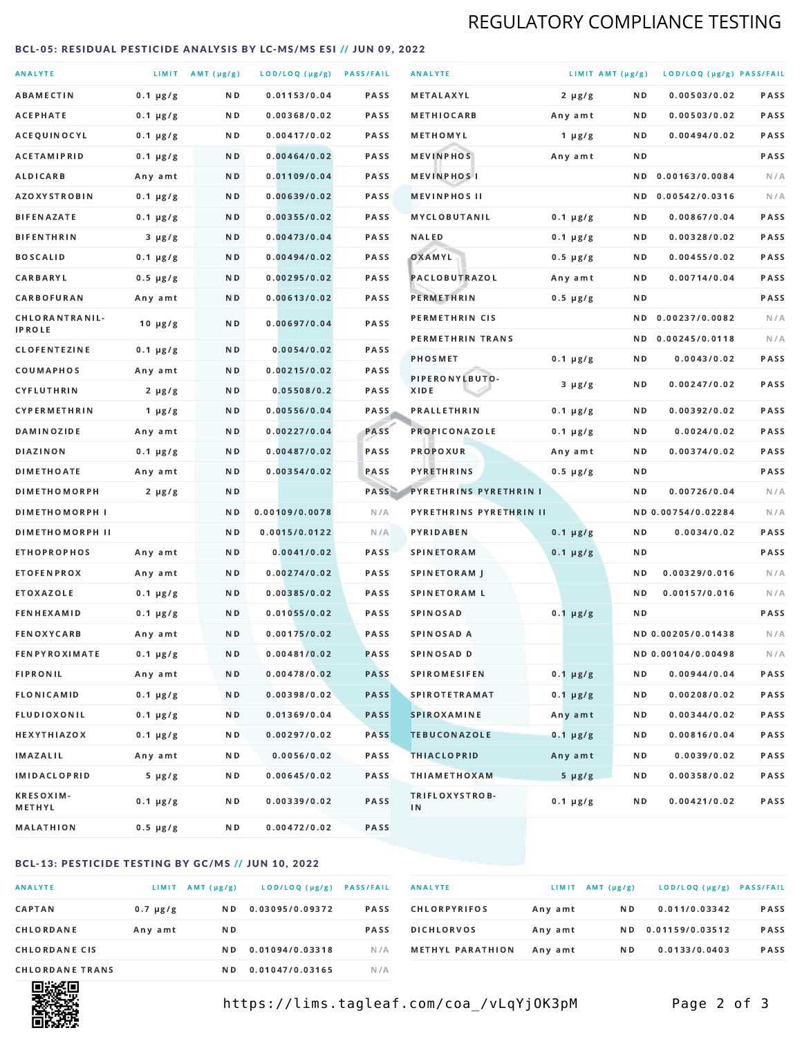REGULATORY COMPLIANCE TESTING

### BCL-05: RESIDUAL PESTICIDE ANALYSIS BY LC-MS/MS ESI // JUN 09, 2022

| ANALYTE | LIMIT | AMT (µg/g) | LOD/LOQ (µg/g) | PASS/FAIL |
|---|---|---|---|---|
| ABAMECTIN | 0.1 µg/g | ND | 0.01153/0.04 | PASS |
| ACEPHATE | 0.1 µg/g | ND | 0.00368/0.02 | PASS |
| ACEQUINOCYL | 0.1 µg/g | ND | 0.00417/0.02 | PASS |
| ACETAMIPRID | 0.1 µg/g | ND | 0.00464/0.02 | PASS |
| ALDICARB | Any amt | ND | 0.01109/0.04 | PASS |
| AZOXYSTROBIN | 0.1 µg/g | ND | 0.00639/0.02 | PASS |
| BIFENAZATE | 0.1 µg/g | ND | 0.00355/0.02 | PASS |
| BIFENTHRIN | 3 µg/g | ND | 0.00473/0.04 | PASS |
| BOSCALID | 0.1 µg/g | ND | 0.00494/0.02 | PASS |
| CARBARYL | 0.5 µg/g | ND | 0.00295/0.02 | PASS |
| CARBOFURAN | Any amt | ND | 0.00613/0.02 | PASS |
| CHLORANTRANIL-IPROLE | 10 µg/g | ND | 0.00697/0.04 | PASS |
| CLOFENTEZINE | 0.1 µg/g | ND | 0.0054/0.02 | PASS |
| COUMAPHOS | Any amt | ND | 0.00215/0.02 | PASS |
| CYFLUTHRIN | 2 µg/g | ND | 0.05508/0.2 | PASS |
| CYPERMETHRIN | 1 µg/g | ND | 0.00556/0.04 | PASS |
| DAMINOZIDE | Any amt | ND | 0.00227/0.04 | PASS |
| DIAZINON | 0.1 µg/g | ND | 0.00487/0.02 | PASS |
| DIMETHOATE | Any amt | ND | 0.00354/0.02 | PASS |
| DIMETHOMORPH | 2 µg/g | ND | | PASS |
| DIMETHOMORPH I | | ND | 0.00109/0.0078 | N/A |
| DIMETHOMORPH II | | ND | 0.0015/0.0122 | N/A |
| ETHOPROPHOS | Any amt | ND | 0.0041/0.02 | PASS |
| ETOFENPROX | Any amt | ND | 0.00274/0.02 | PASS |
| ETOXAZOLE | 0.1 µg/g | ND | 0.00385/0.02 | PASS |
| FENHEXAMID | 0.1 µg/g | ND | 0.01055/0.02 | PASS |
| FENOXYCARB | Any amt | ND | 0.00175/0.02 | PASS |
| FENPYROXIMATE | 0.1 µg/g | ND | 0.00481/0.02 | PASS |
| FIPRONIL | Any amt | ND | 0.00478/0.02 | PASS |
| FLONICAMID | 0.1 µg/g | ND | 0.00398/0.02 | PASS |
| FLUDIOXONIL | 0.1 µg/g | ND | 0.01369/0.04 | PASS |
| HEXYTHIAZOX | 0.1 µg/g | ND | 0.00297/0.02 | PASS |
| IMAZALIL | Any amt | ND | 0.0056/0.02 | PASS |
| IMIDACLOPRID | 5 µg/g | ND | 0.00645/0.02 | PASS |
| KRESOXIM-METHYL | 0.1 µg/g | ND | 0.00339/0.02 | PASS |
| MALATHION | 0.5 µg/g | ND | 0.00472/0.02 | PASS |
| METALAXYL | 2 µg/g | ND | 0.00503/0.02 | PASS |
| METHIOCARB | Any amt | ND | 0.00503/0.02 | PASS |
| METHOMYL | 1 µg/g | ND | 0.00494/0.02 | PASS |
| MEVINPHOS | Any amt | ND | | PASS |
| MEVINPHOS I | | ND | 0.00163/0.0084 | N/A |
| MEVINPHOS II | | ND | 0.00542/0.0316 | N/A |
| MYCLOBUTANIL | 0.1 µg/g | ND | 0.00867/0.04 | PASS |
| NALED | 0.1 µg/g | ND | 0.00328/0.02 | PASS |
| OXAMYL | 0.5 µg/g | ND | 0.00455/0.02 | PASS |
| PACLOBUTRAZOL | Any amt | ND | 0.00714/0.04 | PASS |
| PERMETHRIN | 0.5 µg/g | ND | | PASS |
| PERMETHRIN CIS | | ND | 0.00237/0.0082 | N/A |
| PERMETHRIN TRANS | | ND | 0.00245/0.0118 | N/A |
| PHOSMET | 0.1 µg/g | ND | 0.0043/0.02 | PASS |
| PIPERONYLBUTO-XIDE | 3 µg/g | ND | 0.00247/0.02 | PASS |
| PRALLETHRIN | 0.1 µg/g | ND | 0.00392/0.02 | PASS |
| PROPICONAZOLE | 0.1 µg/g | ND | 0.0024/0.02 | PASS |
| PROPOXUR | Any amt | ND | 0.00374/0.02 | PASS |
| PYRETHRINS | 0.5 µg/g | ND | | PASS |
| PYRETHRINS PYRETHRIN I | | ND | 0.00726/0.04 | N/A |
| PYRETHRINS PYRETHRIN II | | ND | 0.00754/0.02284 | N/A |
| PYRIDABEN | 0.1 µg/g | ND | 0.0034/0.02 | PASS |
| SPINETORAM | 0.1 µg/g | ND | | PASS |
| SPINETORAM J | | ND | 0.00329/0.016 | N/A |
| SPINETORAM L | | ND | 0.00157/0.016 | N/A |
| SPINOSAD | 0.1 µg/g | ND | | PASS |
| SPINOSAD A | | ND | 0.00205/0.01438 | N/A |
| SPINOSAD D | | ND | 0.00104/0.00498 | N/A |
| SPIROMESIFEN | 0.1 µg/g | ND | 0.00944/0.04 | PASS |
| SPIROTETRAMAT | 0.1 µg/g | ND | 0.00208/0.02 | PASS |
| SPIROXAMINE | Any amt | ND | 0.00344/0.02 | PASS |
| TEBUCONAZOLE | 0.1 µg/g | ND | 0.00816/0.04 | PASS |
| THIACLOPRID | Any amt | ND | 0.0039/0.02 | PASS |
| THIAMETHOXAM | 5 µg/g | ND | 0.00358/0.02 | PASS |
| TRIFLOXYSTROB-IN | 0.1 µg/g | ND | 0.00421/0.02 | PASS |

### BCL-13: PESTICIDE TESTING BY GC/MS // JUN 10, 2022

| ANALYTE | LIMIT | AMT (µg/g) | LOD/LOQ (µg/g) | PASS/FAIL |
|---|---|---|---|---|
| CAPTAN | 0.7 µg/g | ND | 0.03095/0.09372 | PASS |
| CHLORDANE | Any amt | ND | | PASS |
| CHLORDANE CIS | | ND | 0.01094/0.03318 | N/A |
| CHLORDANE TRANS | | ND | 0.01047/0.03165 | N/A |
| CHLORPYRIFOS | Any amt | ND | 0.011/0.03342 | PASS |
| DICHLORVOS | Any amt | ND | 0.01159/0.03512 | PASS |
| METHYL PARATHION | Any amt | ND | 0.0133/0.0403 | PASS |

https://lims.tagleaf.com/coa_/vLqYjOK3pM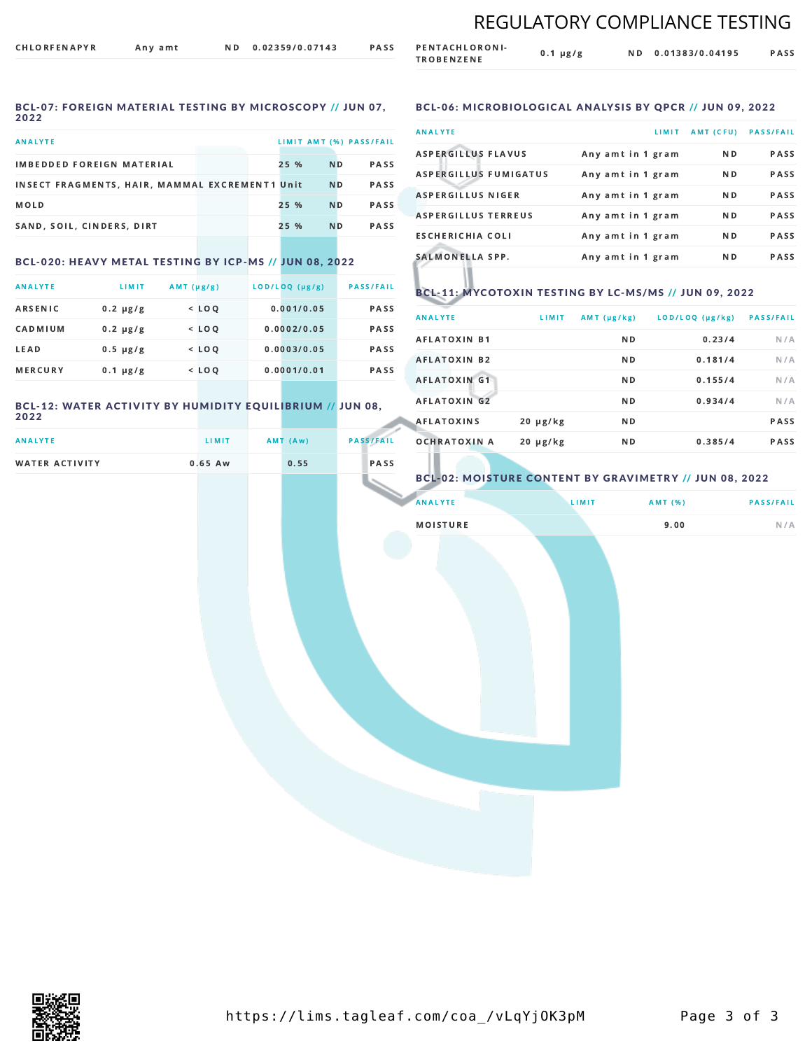# REGULATORY COMPLIANCE TESTING

| | | | | |
|---|---|---|---|---|
| CHLORFENAPYR | Any amt | ND | 0.02359/0.07143 | PASS |
| PENTACHLORONITROBENZENE | 0.1 µg/g | ND | 0.01383/0.04195 | PASS |

## BCL-07: FOREIGN MATERIAL TESTING BY MICROSCOPY // JUN 07, 2022

| ANALYTE | LIMIT | AMT (%) | PASS/FAIL |
|---|---|---|---|
| IMBEDDED FOREIGN MATERIAL | 25 % | ND | PASS |
| INSECT FRAGMENTS, HAIR, MAMMAL EXCREMENT | 1 Unit | ND | PASS |
| MOLD | 25 % | ND | PASS |
| SAND, SOIL, CINDERS, DIRT | 25 % | ND | PASS |

## BCL-020: HEAVY METAL TESTING BY ICP-MS // JUN 08, 2022

| ANALYTE | LIMIT | AMT (µg/g) | LOD/LOQ (µg/g) | PASS/FAIL |
|---|---|---|---|---|
| ARSENIC | 0.2 µg/g | < LOQ | 0.001/0.05 | PASS |
| CADMIUM | 0.2 µg/g | < LOQ | 0.0002/0.05 | PASS |
| LEAD | 0.5 µg/g | < LOQ | 0.0003/0.05 | PASS |
| MERCURY | 0.1 µg/g | < LOQ | 0.0001/0.01 | PASS |

## BCL-12: WATER ACTIVITY BY HUMIDITY EQUILIBRIUM // JUN 08, 2022

| ANALYTE | LIMIT | AMT (Aw) | PASS/FAIL |
|---|---|---|---|
| WATER ACTIVITY | 0.65 Aw | 0.55 | PASS |

## BCL-06: MICROBIOLOGICAL ANALYSIS BY QPCR // JUN 09, 2022

| ANALYTE | LIMIT | AMT (CFU) | PASS/FAIL |
|---|---|---|---|
| ASPERGILLUS FLAVUS | Any amt in 1 gram | ND | PASS |
| ASPERGILLUS FUMIGATUS | Any amt in 1 gram | ND | PASS |
| ASPERGILLUS NIGER | Any amt in 1 gram | ND | PASS |
| ASPERGILLUS TERREUS | Any amt in 1 gram | ND | PASS |
| ESCHERICHIA COLI | Any amt in 1 gram | ND | PASS |
| SALMONELLA SPP. | Any amt in 1 gram | ND | PASS |

## BCL-11: MYCOTOXIN TESTING BY LC-MS/MS // JUN 09, 2022

| ANALYTE | LIMIT | AMT (µg/kg) | LOD/LOQ (µg/kg) | PASS/FAIL |
|---|---|---|---|---|
| AFLATOXIN B1 | | ND | 0.23/4 | N/A |
| AFLATOXIN B2 | | ND | 0.181/4 | N/A |
| AFLATOXIN G1 | | ND | 0.155/4 | N/A |
| AFLATOXIN G2 | | ND | 0.934/4 | N/A |
| AFLATOXINS | 20 µg/kg | ND | | PASS |
| OCHRATOXIN A | 20 µg/kg | ND | 0.385/4 | PASS |

## BCL-02: MOISTURE CONTENT BY GRAVIMETRY // JUN 08, 2022

| ANALYTE | LIMIT | AMT (%) | PASS/FAIL |
|---|---|---|---|
| MOISTURE | | 9.00 | N/A |

https://lims.tagleaf.com/coa_/vLqYjOK3pM